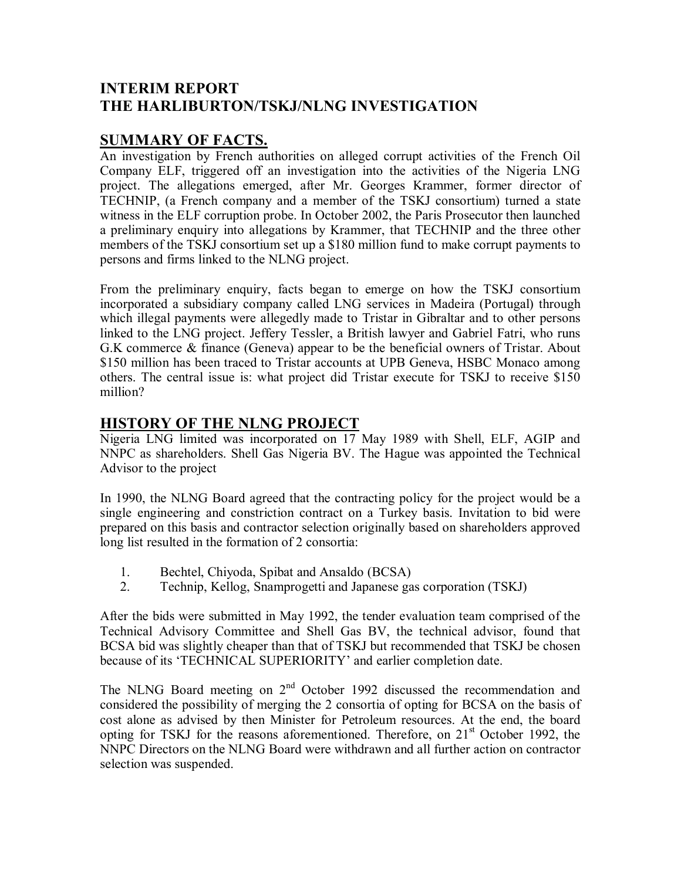# INTERIM REPORT
# THE HARLIBURTON/TSKJ/NLNG INVESTIGATION

## SUMMARY OF FACTS.

An investigation by French authorities on alleged corrupt activities of the French Oil Company ELF, triggered off an investigation into the activities of the Nigeria LNG project. The allegations emerged, after Mr. Georges Krammer, former director of TECHNIP, (a French company and a member of the TSKJ consortium) turned a state witness in the ELF corruption probe. In October 2002, the Paris Prosecutor then launched a preliminary enquiry into allegations by Krammer, that TECHNIP and the three other members of the TSKJ consortium set up a $180 million fund to make corrupt payments to persons and firms linked to the NLNG project.

From the preliminary enquiry, facts began to emerge on how the TSKJ consortium incorporated a subsidiary company called LNG services in Madeira (Portugal) through which illegal payments were allegedly made to Tristar in Gibraltar and to other persons linked to the LNG project. Jeffery Tessler, a British lawyer and Gabriel Fatri, who runs G.K commerce & finance (Geneva) appear to be the beneficial owners of Tristar. About $150 million has been traced to Tristar accounts at UPB Geneva, HSBC Monaco among others. The central issue is: what project did Tristar execute for TSKJ to receive $150 million?

## HISTORY OF THE NLNG PROJECT

Nigeria LNG limited was incorporated on 17 May 1989 with Shell, ELF, AGIP and NNPC as shareholders. Shell Gas Nigeria BV. The Hague was appointed the Technical Advisor to the project

In 1990, the NLNG Board agreed that the contracting policy for the project would be a single engineering and constriction contract on a Turkey basis. Invitation to bid were prepared on this basis and contractor selection originally based on shareholders approved long list resulted in the formation of 2 consortia:

1. Bechtel, Chiyoda, Spibat and Ansaldo (BCSA)
2. Technip, Kellog, Snamprogetti and Japanese gas corporation (TSKJ)

After the bids were submitted in May 1992, the tender evaluation team comprised of the Technical Advisory Committee and Shell Gas BV, the technical advisor, found that BCSA bid was slightly cheaper than that of TSKJ but recommended that TSKJ be chosen because of its 'TECHNICAL SUPERIORITY' and earlier completion date.

The NLNG Board meeting on 2nd October 1992 discussed the recommendation and considered the possibility of merging the 2 consortia of opting for BCSA on the basis of cost alone as advised by then Minister for Petroleum resources. At the end, the board opting for TSKJ for the reasons aforementioned. Therefore, on 21st October 1992, the NNPC Directors on the NLNG Board were withdrawn and all further action on contractor selection was suspended.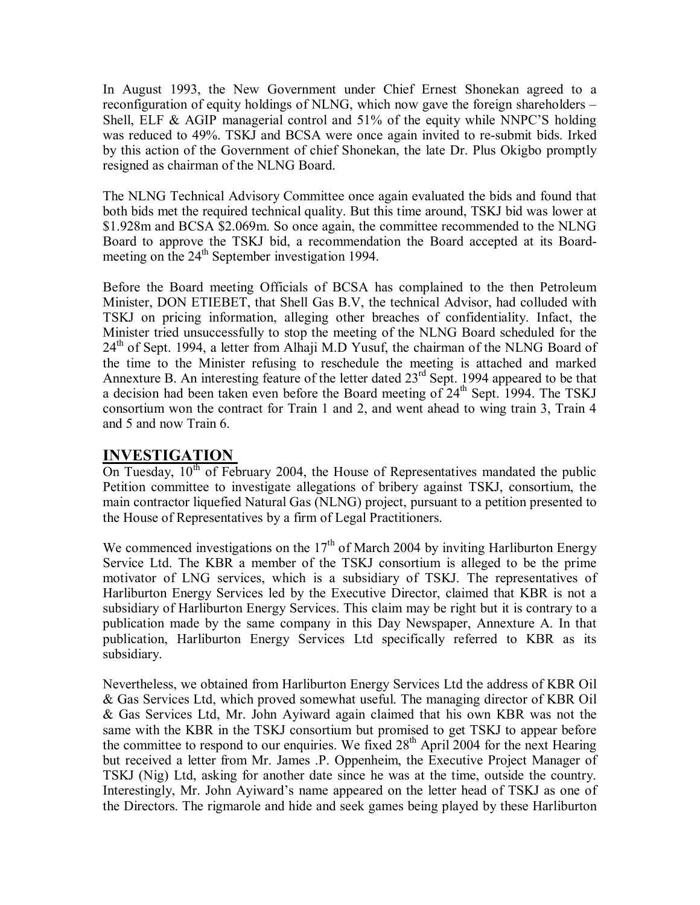In August 1993, the New Government under Chief Ernest Shonekan agreed to a reconfiguration of equity holdings of NLNG, which now gave the foreign shareholders – Shell, ELF & AGIP managerial control and 51% of the equity while NNPC'S holding was reduced to 49%. TSKJ and BCSA were once again invited to re-submit bids. Irked by this action of the Government of chief Shonekan, the late Dr. Plus Okigbo promptly resigned as chairman of the NLNG Board.

The NLNG Technical Advisory Committee once again evaluated the bids and found that both bids met the required technical quality. But this time around, TSKJ bid was lower at \$1.928m and BCSA \$2.069m. So once again, the committee recommended to the NLNG Board to approve the TSKJ bid, a recommendation the Board accepted at its Board-meeting on the 24th September investigation 1994.

Before the Board meeting Officials of BCSA has complained to the then Petroleum Minister, DON ETIEBET, that Shell Gas B.V, the technical Advisor, had colluded with TSKJ on pricing information, alleging other breaches of confidentiality. Infact, the Minister tried unsuccessfully to stop the meeting of the NLNG Board scheduled for the 24th of Sept. 1994, a letter from Alhaji M.D Yusuf, the chairman of the NLNG Board of the time to the Minister refusing to reschedule the meeting is attached and marked Annexture B. An interesting feature of the letter dated 23rd Sept. 1994 appeared to be that a decision had been taken even before the Board meeting of 24th Sept. 1994. The TSKJ consortium won the contract for Train 1 and 2, and went ahead to wing train 3, Train 4 and 5 and now Train 6.

## INVESTIGATION

On Tuesday, 10th of February 2004, the House of Representatives mandated the public Petition committee to investigate allegations of bribery against TSKJ, consortium, the main contractor liquefied Natural Gas (NLNG) project, pursuant to a petition presented to the House of Representatives by a firm of Legal Practitioners.

We commenced investigations on the 17th of March 2004 by inviting Harliburton Energy Service Ltd. The KBR a member of the TSKJ consortium is alleged to be the prime motivator of LNG services, which is a subsidiary of TSKJ. The representatives of Harliburton Energy Services led by the Executive Director, claimed that KBR is not a subsidiary of Harliburton Energy Services. This claim may be right but it is contrary to a publication made by the same company in this Day Newspaper, Annexture A. In that publication, Harliburton Energy Services Ltd specifically referred to KBR as its subsidiary.

Nevertheless, we obtained from Harliburton Energy Services Ltd the address of KBR Oil & Gas Services Ltd, which proved somewhat useful. The managing director of KBR Oil & Gas Services Ltd, Mr. John Ayiward again claimed that his own KBR was not the same with the KBR in the TSKJ consortium but promised to get TSKJ to appear before the committee to respond to our enquiries. We fixed 28th April 2004 for the next Hearing but received a letter from Mr. James .P. Oppenheim, the Executive Project Manager of TSKJ (Nig) Ltd, asking for another date since he was at the time, outside the country. Interestingly, Mr. John Ayiward's name appeared on the letter head of TSKJ as one of the Directors. The rigmarole and hide and seek games being played by these Harliburton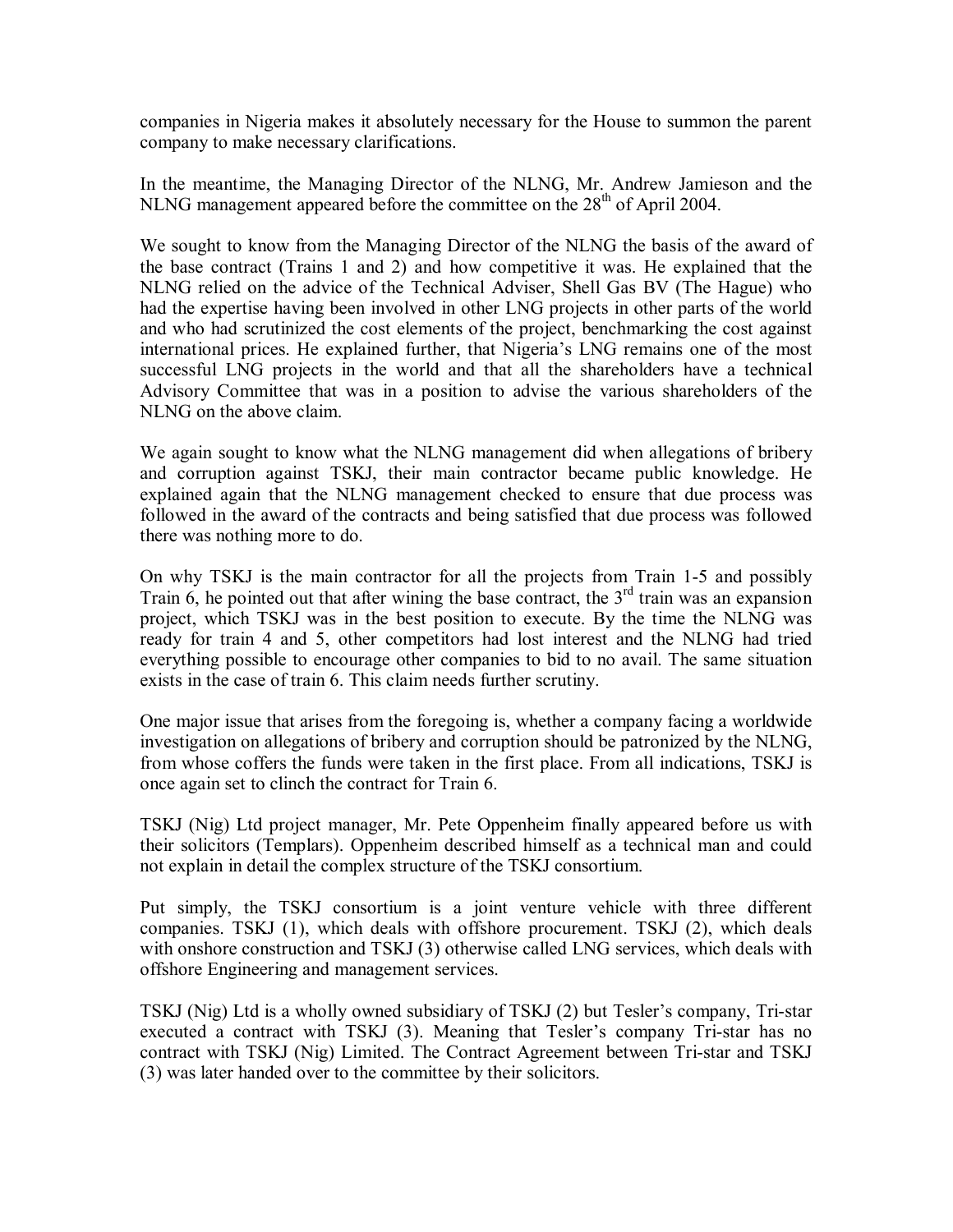companies in Nigeria makes it absolutely necessary for the House to summon the parent company to make necessary clarifications.

In the meantime, the Managing Director of the NLNG, Mr. Andrew Jamieson and the NLNG management appeared before the committee on the 28th of April 2004.

We sought to know from the Managing Director of the NLNG the basis of the award of the base contract (Trains 1 and 2) and how competitive it was. He explained that the NLNG relied on the advice of the Technical Adviser, Shell Gas BV (The Hague) who had the expertise having been involved in other LNG projects in other parts of the world and who had scrutinized the cost elements of the project, benchmarking the cost against international prices. He explained further, that Nigeria's LNG remains one of the most successful LNG projects in the world and that all the shareholders have a technical Advisory Committee that was in a position to advise the various shareholders of the NLNG on the above claim.

We again sought to know what the NLNG management did when allegations of bribery and corruption against TSKJ, their main contractor became public knowledge. He explained again that the NLNG management checked to ensure that due process was followed in the award of the contracts and being satisfied that due process was followed there was nothing more to do.

On why TSKJ is the main contractor for all the projects from Train 1-5 and possibly Train 6, he pointed out that after wining the base contract, the 3rd train was an expansion project, which TSKJ was in the best position to execute. By the time the NLNG was ready for train 4 and 5, other competitors had lost interest and the NLNG had tried everything possible to encourage other companies to bid to no avail. The same situation exists in the case of train 6. This claim needs further scrutiny.

One major issue that arises from the foregoing is, whether a company facing a worldwide investigation on allegations of bribery and corruption should be patronized by the NLNG, from whose coffers the funds were taken in the first place. From all indications, TSKJ is once again set to clinch the contract for Train 6.

TSKJ (Nig) Ltd project manager, Mr. Pete Oppenheim finally appeared before us with their solicitors (Templars). Oppenheim described himself as a technical man and could not explain in detail the complex structure of the TSKJ consortium.

Put simply, the TSKJ consortium is a joint venture vehicle with three different companies. TSKJ (1), which deals with offshore procurement. TSKJ (2), which deals with onshore construction and TSKJ (3) otherwise called LNG services, which deals with offshore Engineering and management services.

TSKJ (Nig) Ltd is a wholly owned subsidiary of TSKJ (2) but Tesler's company, Tri-star executed a contract with TSKJ (3). Meaning that Tesler's company Tri-star has no contract with TSKJ (Nig) Limited. The Contract Agreement between Tri-star and TSKJ (3) was later handed over to the committee by their solicitors.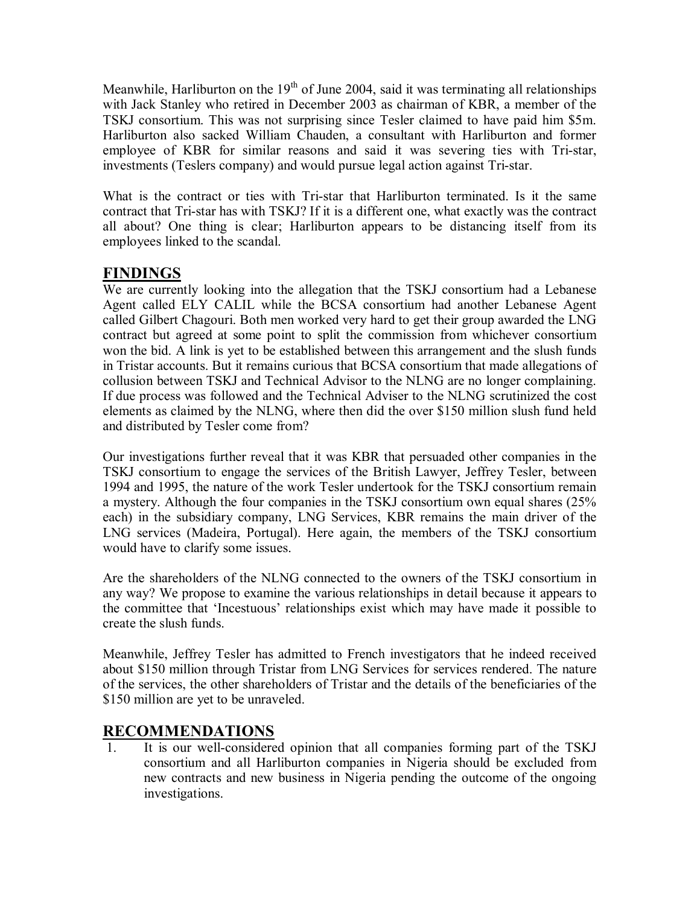Meanwhile, Harliburton on the 19th of June 2004, said it was terminating all relationships with Jack Stanley who retired in December 2003 as chairman of KBR, a member of the TSKJ consortium. This was not surprising since Tesler claimed to have paid him \$5m. Harliburton also sacked William Chauden, a consultant with Harliburton and former employee of KBR for similar reasons and said it was severing ties with Tri-star, investments (Teslers company) and would pursue legal action against Tri-star.

What is the contract or ties with Tri-star that Harliburton terminated. Is it the same contract that Tri-star has with TSKJ? If it is a different one, what exactly was the contract all about? One thing is clear; Harliburton appears to be distancing itself from its employees linked to the scandal.

## FINDINGS

We are currently looking into the allegation that the TSKJ consortium had a Lebanese Agent called ELY CALIL while the BCSA consortium had another Lebanese Agent called Gilbert Chagouri. Both men worked very hard to get their group awarded the LNG contract but agreed at some point to split the commission from whichever consortium won the bid. A link is yet to be established between this arrangement and the slush funds in Tristar accounts. But it remains curious that BCSA consortium that made allegations of collusion between TSKJ and Technical Advisor to the NLNG are no longer complaining. If due process was followed and the Technical Adviser to the NLNG scrutinized the cost elements as claimed by the NLNG, where then did the over \$150 million slush fund held and distributed by Tesler come from?

Our investigations further reveal that it was KBR that persuaded other companies in the TSKJ consortium to engage the services of the British Lawyer, Jeffrey Tesler, between 1994 and 1995, the nature of the work Tesler undertook for the TSKJ consortium remain a mystery. Although the four companies in the TSKJ consortium own equal shares (25% each) in the subsidiary company, LNG Services, KBR remains the main driver of the LNG services (Madeira, Portugal). Here again, the members of the TSKJ consortium would have to clarify some issues.

Are the shareholders of the NLNG connected to the owners of the TSKJ consortium in any way? We propose to examine the various relationships in detail because it appears to the committee that 'Incestuous' relationships exist which may have made it possible to create the slush funds.

Meanwhile, Jeffrey Tesler has admitted to French investigators that he indeed received about \$150 million through Tristar from LNG Services for services rendered. The nature of the services, the other shareholders of Tristar and the details of the beneficiaries of the \$150 million are yet to be unraveled.

## RECOMMENDATIONS

1. It is our well-considered opinion that all companies forming part of the TSKJ consortium and all Harliburton companies in Nigeria should be excluded from new contracts and new business in Nigeria pending the outcome of the ongoing investigations.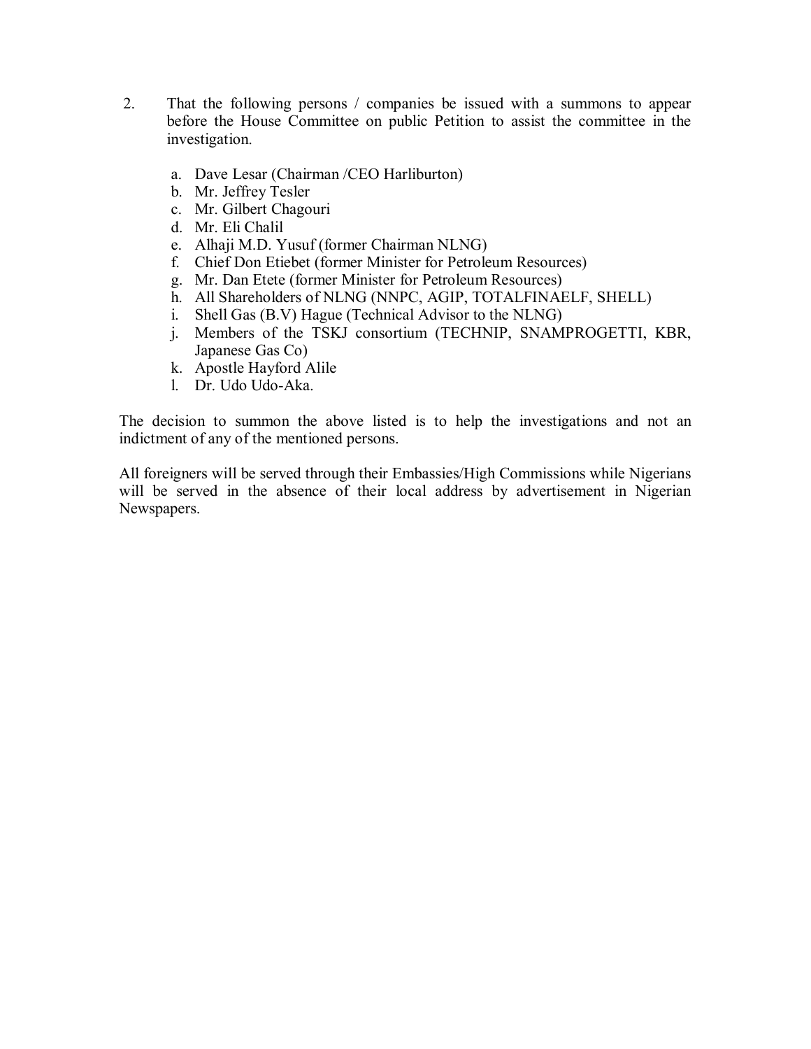2. That the following persons / companies be issued with a summons to appear before the House Committee on public Petition to assist the committee in the investigation.

   a. Dave Lesar (Chairman /CEO Harliburton)
   b. Mr. Jeffrey Tesler
   c. Mr. Gilbert Chagouri
   d. Mr. Eli Chalil
   e. Alhaji M.D. Yusuf (former Chairman NLNG)
   f. Chief Don Etiebet (former Minister for Petroleum Resources)
   g. Mr. Dan Etete (former Minister for Petroleum Resources)
   h. All Shareholders of NLNG (NNPC, AGIP, TOTALFINAELF, SHELL)
   i. Shell Gas (B.V) Hague (Technical Advisor to the NLNG)
   j. Members of the TSKJ consortium (TECHNIP, SNAMPROGETTI, KBR, Japanese Gas Co)
   k. Apostle Hayford Alile
   l. Dr. Udo Udo-Aka.

The decision to summon the above listed is to help the investigations and not an indictment of any of the mentioned persons.

All foreigners will be served through their Embassies/High Commissions while Nigerians will be served in the absence of their local address by advertisement in Nigerian Newspapers.